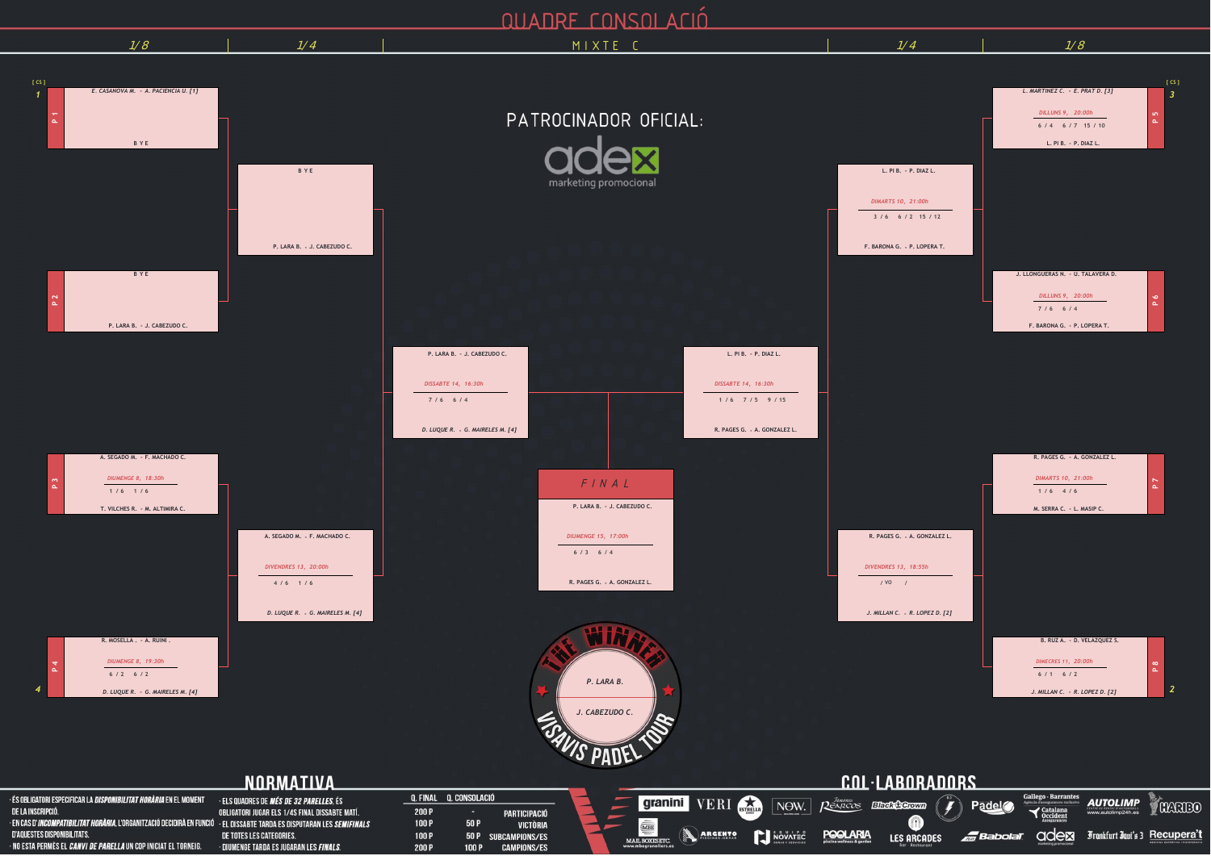# QUADRE CONSOLACIÓ

## MIXTE C

### 1/8 (left)

**[CS] 1 — P1**
E. CASANOVA M. - A. PACIENCIA U. [1]
BYE

**P2**
BYE
P. LARA B. - J. CABEZUDO C.

**P3**
A. SEGADO M. - F. MACHADO C.
*DIUMENGE 8, 18:30h*
1 / 6 1 / 6
T. VILCHES R. - M. ALTIMIRA C.

**4 — P4**
R. MOSELLA . - A. RUINI .
*DIUMENGE 8, 19:30h*
6 / 2 6 / 2
D. LUQUE R. - G. MAIRELES M. [4]

### 1/4 (left)

BYE
P. LARA B. - J. CABEZUDO C.

A. SEGADO M. - F. MACHADO C.
*DIVENDRES 13, 20:00h*
4 / 6 1 / 6
D. LUQUE R. - G. MAIRELES M. [4]

### Semifinal (left)

P. LARA B. - J. CABEZUDO C.
*DISSABTE 14, 16:30h*
7 / 6 6 / 4
D. LUQUE R. - G. MAIRELES M. [4]

### FINAL

P. LARA B. - J. CABEZUDO C.
*DIUMENGE 15, 17:00h*
6 / 3 6 / 4
R. PAGES G. - A. GONZALEZ L.

### Semifinal (right)

L. PI B. - P. DIAZ L.
*DISSABTE 14, 16:30h*
1 / 6 7 / 5 9 / 15
R. PAGES G. - A. GONZALEZ L.

### 1/4 (right)

L. PI B. - P. DIAZ L.
*DIMARTS 10, 21:00h*
3 / 6 6 / 2 15 / 12
F. BARONA G. - P. LOPERA T.

R. PAGES G. - A. GONZALEZ L.
*DIVENDRES 13, 18:55h*
/ VO /
J. MILLAN C. - R. LOPEZ D. [2]

### 1/8 (right)

**[CS] 3 — P5**
L. MARTINEZ C. - E. PRAT D. [3]
*DILLUNS 9, 20:00h*
6 / 4 6 / 7 15 / 10
L. PI B. - P. DIAZ L.

**P6**
J. LLONGUERAS M. - U. TALAVERA D.
*DILLUNS 9, 20:00h*
7 / 6 6 / 4
F. BARONA G. - P. LOPERA T.

**P7**
R. PAGES G. - A. GONZALEZ L.
*DIMARTS 10, 21:00h*
1 / 6 4 / 6
M. SERRA C. - L. MASIP C.

**2 — P8**
B. RUZ A. - D. VELAZQUEZ S.
*DIMECRES 11, 20:00h*
6 / 1 6 / 2
J. MILLAN C. - R. LOPEZ D. [2]

### THE WINNER

P. LARA B.
J. CABEZUDO C.

VISAVIS PADEL TOUR

PATROCINADOR OFICIAL: adex marketing promocional

## NORMATIVA

- ÉS OBLIGATORI ESPECIFICAR LA ***DISPONIBILITAT HORÀRIA*** EN EL MOMENT DE LA INSCRIPCIÓ.
- EN CAS D'***INCOMPATIBILITAT HORÀRIA***, L'ORGANITZACIÓ DECIDIRÀ EN FUNCIÓ D'AQUESTES DISPONIBILITATS.
- NO ESTA PERMÈS EL ***CANVI DE PARELLA*** UN COP INICIAT EL TORNEIG.
- ELS QUADRES DE ***MÉS DE 32 PARELLES***, ÉS OBLIGATORI JUGAR ELS 1/4S FINAL DISSABTE MATÍ.
- EL DISSABTE TARDA ES DISPUTARAN LES ***SEMIFINALS*** DE TOTES LES CATEGORIES.
- DIUMENGE TARDA ES JUGARAN LES ***FINALS***.

| Q. FINAL | Q. CONSOLACIÓ | |
|---|---|---|
| 200 P | - | PARTICIPACIÓ |
| 100 P | 50 P | VICTÒRIA |
| 100 P | 50 P | SUBCAMPIONS/ES |
| 200 P | 100 P | CAMPIONS/ES |

## COL·LABORADORS

granini, VERI, Estrella Damm, NOW., Jamones Recuerdos, Black Crown, Padel, Gallego · Barrantes, Catalana Occident, AUTOLIMP, HARIBO, MAIL BOXES ETC, ARGENTO, NOVATEC, POOLARIA, LES ARCADES, Babolat, adex, Frankfurt Xavi's 3, Recupera't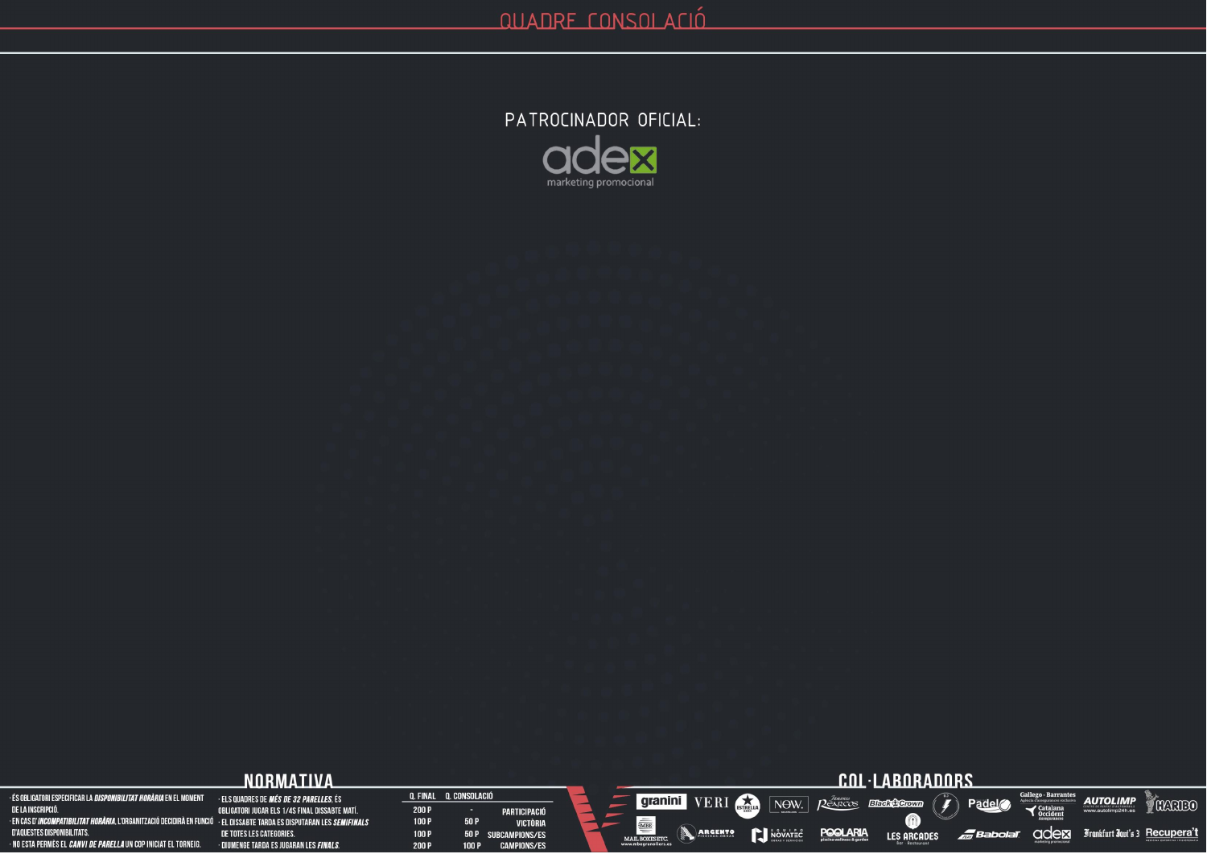# QUADRE CONSOLACIÓ

PATROCINADOR OFICIAL:

adex
marketing promocional

## NORMATIVA

- ÉS OBLIGATORI ESPECIFICAR LA ***DISPONIBILITAT HORÀRIA*** EN EL MOMENT DE LA INSCRIPCIÓ.
- EN CAS D'***INCOMPATIBILITAT HORÀRIA***, L'ORGANITZACIÓ DECIDIRÀ EN FUNCIÓ D'AQUESTES DISPONIBILITATS.
- NO ESTA PERMÈS EL ***CANVI DE PARELLA*** UN COP INICIAT EL TORNEIG.
- ELS QUADRES DE ***MÉS DE 32 PARELLES***, ÉS OBLIGATORI JUGAR ELS 1/4S FINAL DISSABTE MATÍ.
- EL DISSABTE TARDA ES DISPUTARAN LES ***SEMIFINALS*** DE TOTES LES CATEGORIES.
- DIUMENGE TARDA ES JUGARAN LES ***FINALS***.

| Q. FINAL | Q. CONSOLACIÓ | |
|---|---|---|
| 200 P | - | PARTICIPACIÓ |
| 100 P | 50 P | VICTÒRIA |
| 100 P | 50 P | SUBCAMPIONS/ES |
| 200 P | 100 P | CAMPIONS/ES |

## COL·LABORADORS